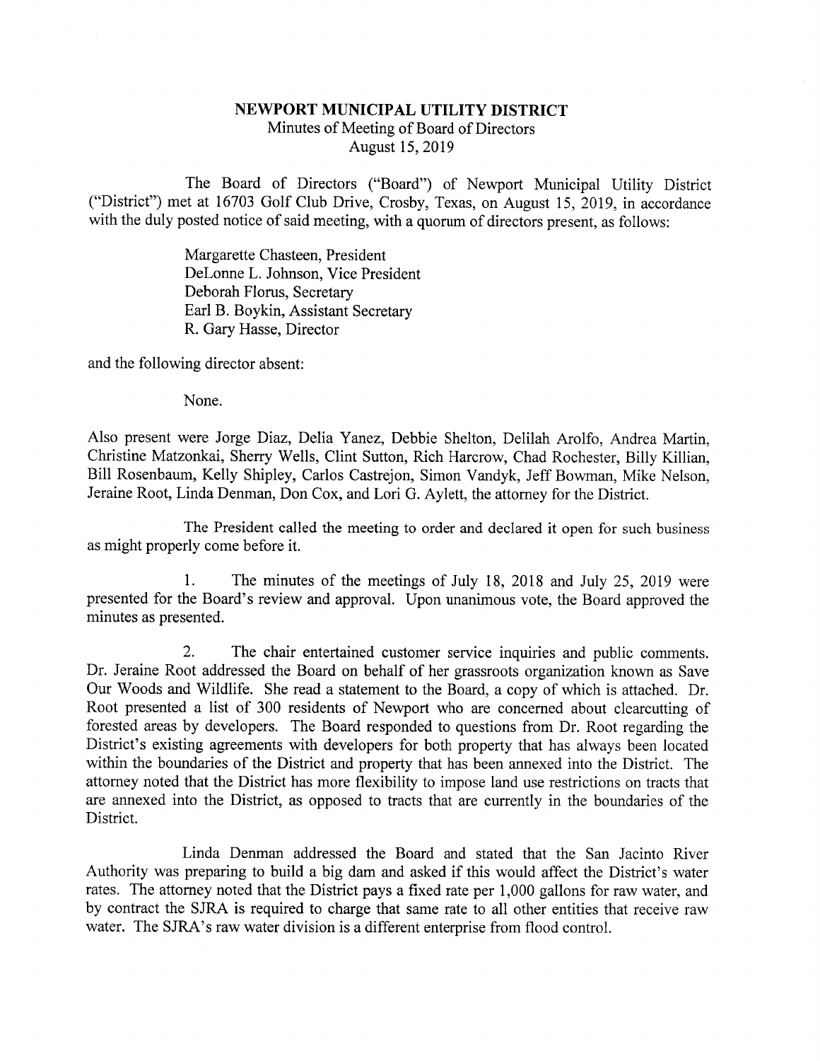**NEWPORT MUNICIPAL UTILITY DISTRICT**
Minutes of Meeting of Board of Directors
August 15, 2019

The Board of Directors ("Board") of Newport Municipal Utility District ("District") met at 16703 Golf Club Drive, Crosby, Texas, on August 15, 2019, in accordance with the duly posted notice of said meeting, with a quorum of directors present, as follows:

Margarette Chasteen, President
DeLonne L. Johnson, Vice President
Deborah Florus, Secretary
Earl B. Boykin, Assistant Secretary
R. Gary Hasse, Director

and the following director absent:

None.

Also present were Jorge Diaz, Delia Yanez, Debbie Shelton, Delilah Arolfo, Andrea Martin, Christine Matzonkai, Sherry Wells, Clint Sutton, Rich Harcrow, Chad Rochester, Billy Killian, Bill Rosenbaum, Kelly Shipley, Carlos Castrejon, Simon Vandyk, Jeff Bowman, Mike Nelson, Jeraine Root, Linda Denman, Don Cox, and Lori G. Aylett, the attorney for the District.

The President called the meeting to order and declared it open for such business as might properly come before it.

1. The minutes of the meetings of July 18, 2018 and July 25, 2019 were presented for the Board's review and approval. Upon unanimous vote, the Board approved the minutes as presented.

2. The chair entertained customer service inquiries and public comments. Dr. Jeraine Root addressed the Board on behalf of her grassroots organization known as Save Our Woods and Wildlife. She read a statement to the Board, a copy of which is attached. Dr. Root presented a list of 300 residents of Newport who are concerned about clearcutting of forested areas by developers. The Board responded to questions from Dr. Root regarding the District's existing agreements with developers for both property that has always been located within the boundaries of the District and property that has been annexed into the District. The attorney noted that the District has more flexibility to impose land use restrictions on tracts that are annexed into the District, as opposed to tracts that are currently in the boundaries of the District.

Linda Denman addressed the Board and stated that the San Jacinto River Authority was preparing to build a big dam and asked if this would affect the District's water rates. The attorney noted that the District pays a fixed rate per 1,000 gallons for raw water, and by contract the SJRA is required to charge that same rate to all other entities that receive raw water. The SJRA's raw water division is a different enterprise from flood control.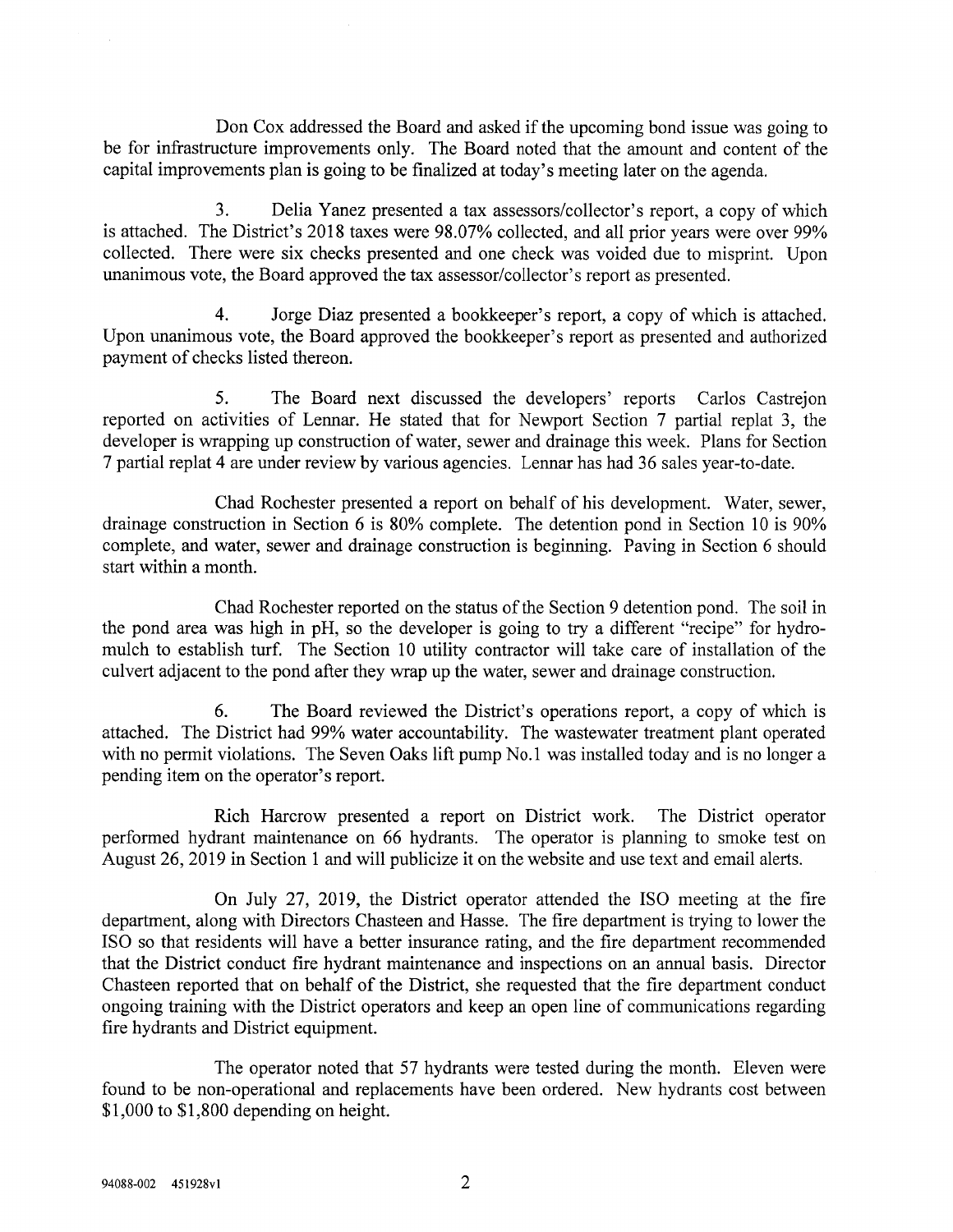Don Cox addressed the Board and asked if the upcoming bond issue was going to be for infrastructure improvements only. The Board noted that the amount and content of the capital improvements plan is going to be finalized at today's meeting later on the agenda.

3. Delia Yanez presented a tax assessors/collector's report, a copy of which is attached. The District's 2018 taxes were 98.07% collected, and all prior years were over 99% collected. There were six checks presented and one check was voided due to misprint. Upon unanimous vote, the Board approved the tax assessor/collector's report as presented.

4. Jorge Diaz presented a bookkeeper's report, a copy of which is attached. Upon unanimous vote, the Board approved the bookkeeper's report as presented and authorized payment of checks listed thereon.

5. The Board next discussed the developers' reports Carlos Castrejon reported on activities of Lennar. He stated that for Newport Section 7 partial replat 3, the developer is wrapping up construction of water, sewer and drainage this week. Plans for Section 7 partial replat 4 are under review by various agencies. Lennar has had 36 sales year-to-date.

Chad Rochester presented a report on behalf of his development. Water, sewer, drainage construction in Section 6 is 80% complete. The detention pond in Section 10 is 90% complete, and water, sewer and drainage construction is beginning. Paving in Section 6 should start within a month.

Chad Rochester reported on the status of the Section 9 detention pond. The soil in the pond area was high in pH, so the developer is going to try a different "recipe" for hydro-mulch to establish turf. The Section 10 utility contractor will take care of installation of the culvert adjacent to the pond after they wrap up the water, sewer and drainage construction.

6. The Board reviewed the District's operations report, a copy of which is attached. The District had 99% water accountability. The wastewater treatment plant operated with no permit violations. The Seven Oaks lift pump No.1 was installed today and is no longer a pending item on the operator's report.

Rich Harcrow presented a report on District work. The District operator performed hydrant maintenance on 66 hydrants. The operator is planning to smoke test on August 26, 2019 in Section 1 and will publicize it on the website and use text and email alerts.

On July 27, 2019, the District operator attended the ISO meeting at the fire department, along with Directors Chasteen and Hasse. The fire department is trying to lower the ISO so that residents will have a better insurance rating, and the fire department recommended that the District conduct fire hydrant maintenance and inspections on an annual basis. Director Chasteen reported that on behalf of the District, she requested that the fire department conduct ongoing training with the District operators and keep an open line of communications regarding fire hydrants and District equipment.

The operator noted that 57 hydrants were tested during the month. Eleven were found to be non-operational and replacements have been ordered. New hydrants cost between $1,000 to $1,800 depending on height.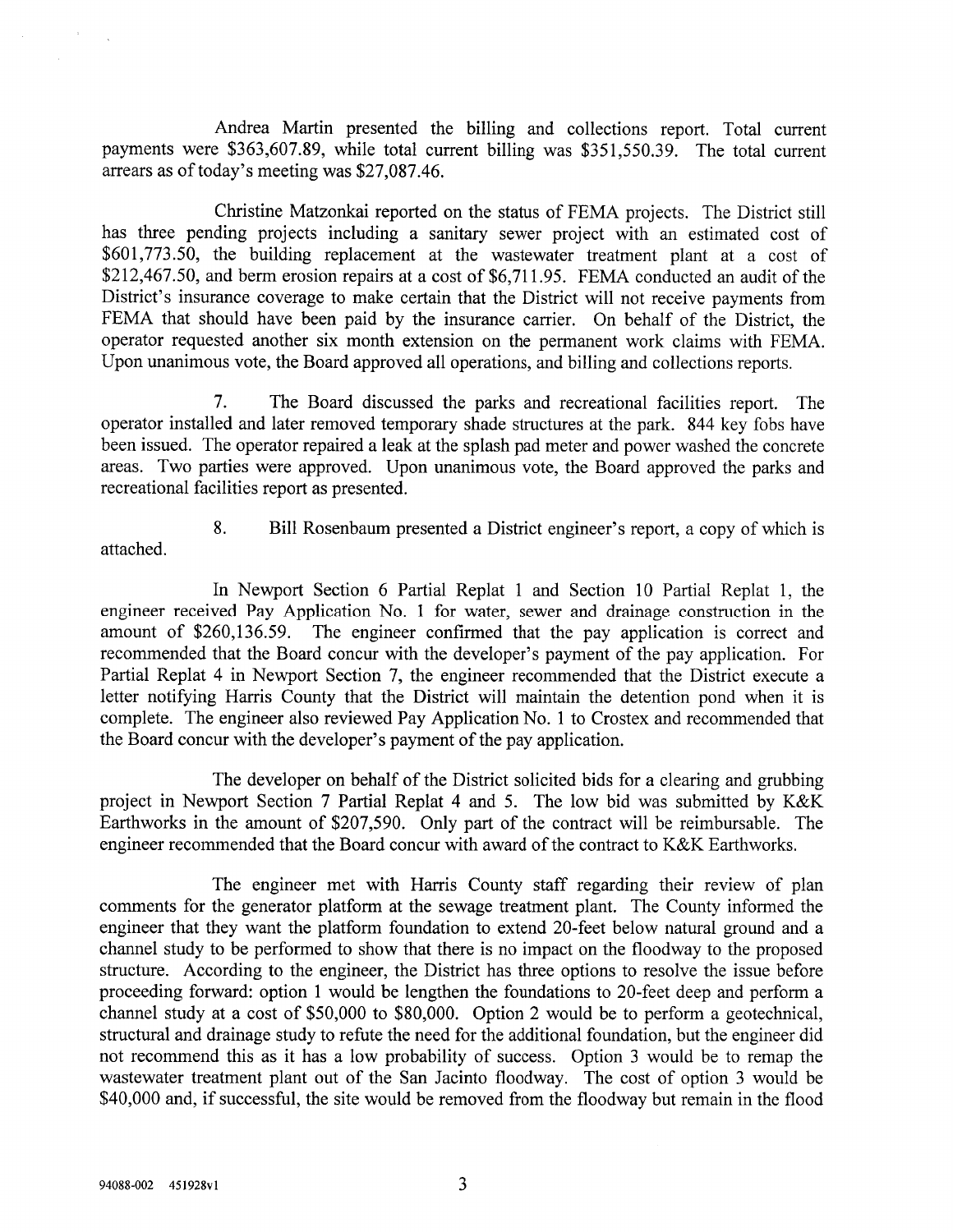Andrea Martin presented the billing and collections report. Total current payments were $363,607.89, while total current billing was $351,550.39. The total current arrears as of today's meeting was $27,087.46.

Christine Matzonkai reported on the status of FEMA projects. The District still has three pending projects including a sanitary sewer project with an estimated cost of $601,773.50, the building replacement at the wastewater treatment plant at a cost of $212,467.50, and berm erosion repairs at a cost of $6,711.95. FEMA conducted an audit of the District's insurance coverage to make certain that the District will not receive payments from FEMA that should have been paid by the insurance carrier. On behalf of the District, the operator requested another six month extension on the permanent work claims with FEMA. Upon unanimous vote, the Board approved all operations, and billing and collections reports.

7. The Board discussed the parks and recreational facilities report. The operator installed and later removed temporary shade structures at the park. 844 key fobs have been issued. The operator repaired a leak at the splash pad meter and power washed the concrete areas. Two parties were approved. Upon unanimous vote, the Board approved the parks and recreational facilities report as presented.

8. Bill Rosenbaum presented a District engineer's report, a copy of which is attached.

In Newport Section 6 Partial Replat 1 and Section 10 Partial Replat 1, the engineer received Pay Application No. 1 for water, sewer and drainage construction in the amount of $260,136.59. The engineer confirmed that the pay application is correct and recommended that the Board concur with the developer's payment of the pay application. For Partial Replat 4 in Newport Section 7, the engineer recommended that the District execute a letter notifying Harris County that the District will maintain the detention pond when it is complete. The engineer also reviewed Pay Application No. 1 to Crostex and recommended that the Board concur with the developer's payment of the pay application.

The developer on behalf of the District solicited bids for a clearing and grubbing project in Newport Section 7 Partial Replat 4 and 5. The low bid was submitted by K&K Earthworks in the amount of $207,590. Only part of the contract will be reimbursable. The engineer recommended that the Board concur with award of the contract to K&K Earthworks.

The engineer met with Harris County staff regarding their review of plan comments for the generator platform at the sewage treatment plant. The County informed the engineer that they want the platform foundation to extend 20-feet below natural ground and a channel study to be performed to show that there is no impact on the floodway to the proposed structure. According to the engineer, the District has three options to resolve the issue before proceeding forward: option 1 would be lengthen the foundations to 20-feet deep and perform a channel study at a cost of $50,000 to $80,000. Option 2 would be to perform a geotechnical, structural and drainage study to refute the need for the additional foundation, but the engineer did not recommend this as it has a low probability of success. Option 3 would be to remap the wastewater treatment plant out of the San Jacinto floodway. The cost of option 3 would be $40,000 and, if successful, the site would be removed from the floodway but remain in the flood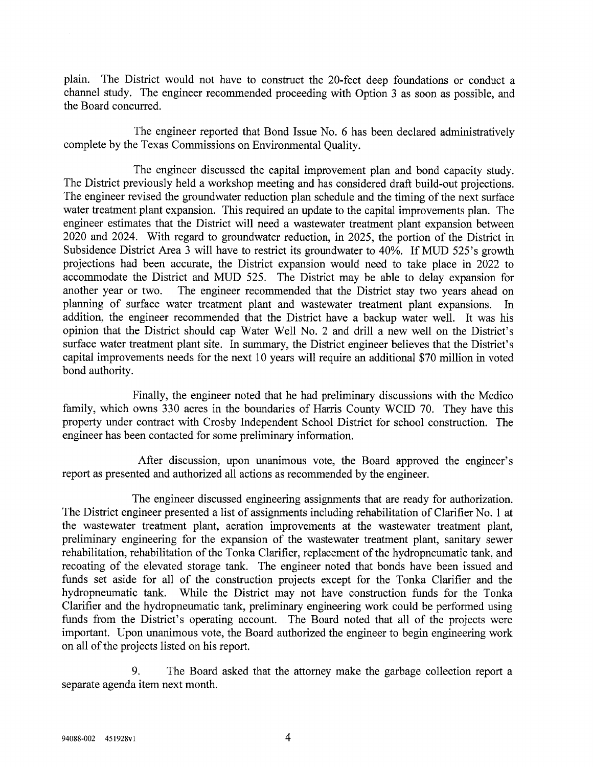plain. The District would not have to construct the 20-feet deep foundations or conduct a channel study. The engineer recommended proceeding with Option 3 as soon as possible, and the Board concurred.

The engineer reported that Bond Issue No. 6 has been declared administratively complete by the Texas Commissions on Environmental Quality.

The engineer discussed the capital improvement plan and bond capacity study. The District previously held a workshop meeting and has considered draft build-out projections. The engineer revised the groundwater reduction plan schedule and the timing of the next surface water treatment plant expansion. This required an update to the capital improvements plan. The engineer estimates that the District will need a wastewater treatment plant expansion between 2020 and 2024. With regard to groundwater reduction, in 2025, the portion of the District in Subsidence District Area 3 will have to restrict its groundwater to 40%. If MUD 525's growth projections had been accurate, the District expansion would need to take place in 2022 to accommodate the District and MUD 525. The District may be able to delay expansion for another year or two. The engineer recommended that the District stay two years ahead on planning of surface water treatment plant and wastewater treatment plant expansions. In addition, the engineer recommended that the District have a backup water well. It was his opinion that the District should cap Water Well No. 2 and drill a new well on the District's surface water treatment plant site. In summary, the District engineer believes that the District's capital improvements needs for the next 10 years will require an additional $70 million in voted bond authority.

Finally, the engineer noted that he had preliminary discussions with the Medico family, which owns 330 acres in the boundaries of Harris County WCID 70. They have this property under contract with Crosby Independent School District for school construction. The engineer has been contacted for some preliminary information.

After discussion, upon unanimous vote, the Board approved the engineer's report as presented and authorized all actions as recommended by the engineer.

The engineer discussed engineering assignments that are ready for authorization. The District engineer presented a list of assignments including rehabilitation of Clarifier No. 1 at the wastewater treatment plant, aeration improvements at the wastewater treatment plant, preliminary engineering for the expansion of the wastewater treatment plant, sanitary sewer rehabilitation, rehabilitation of the Tonka Clarifier, replacement of the hydropneumatic tank, and recoating of the elevated storage tank. The engineer noted that bonds have been issued and funds set aside for all of the construction projects except for the Tonka Clarifier and the hydropneumatic tank. While the District may not have construction funds for the Tonka Clarifier and the hydropneumatic tank, preliminary engineering work could be performed using funds from the District's operating account. The Board noted that all of the projects were important. Upon unanimous vote, the Board authorized the engineer to begin engineering work on all of the projects listed on his report.

9. The Board asked that the attorney make the garbage collection report a separate agenda item next month.

94088-002 451928v1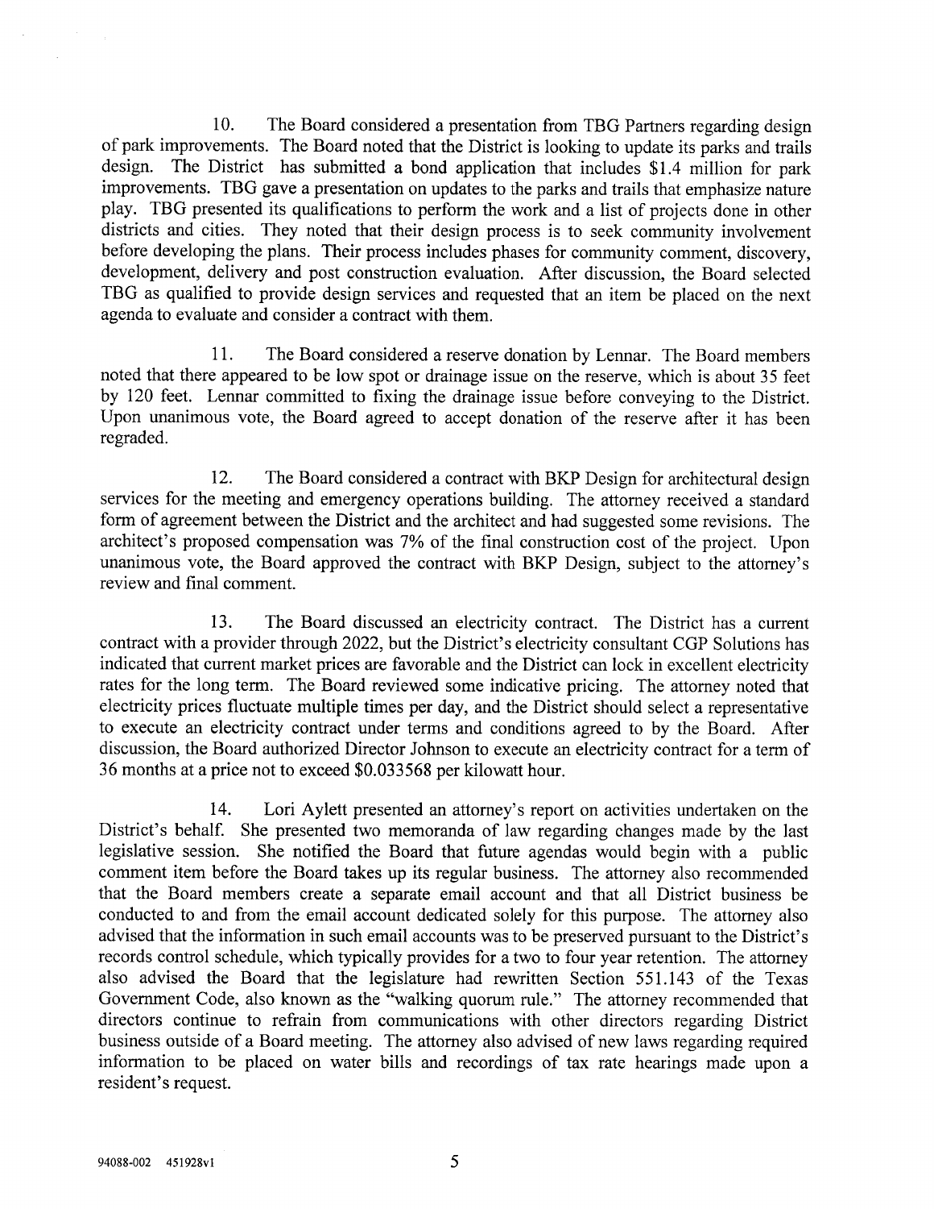10. The Board considered a presentation from TBG Partners regarding design of park improvements. The Board noted that the District is looking to update its parks and trails design. The District has submitted a bond application that includes $1.4 million for park improvements. TBG gave a presentation on updates to the parks and trails that emphasize nature play. TBG presented its qualifications to perform the work and a list of projects done in other districts and cities. They noted that their design process is to seek community involvement before developing the plans. Their process includes phases for community comment, discovery, development, delivery and post construction evaluation. After discussion, the Board selected TBG as qualified to provide design services and requested that an item be placed on the next agenda to evaluate and consider a contract with them.

11. The Board considered a reserve donation by Lennar. The Board members noted that there appeared to be low spot or drainage issue on the reserve, which is about 35 feet by 120 feet. Lennar committed to fixing the drainage issue before conveying to the District. Upon unanimous vote, the Board agreed to accept donation of the reserve after it has been regraded.

12. The Board considered a contract with BKP Design for architectural design services for the meeting and emergency operations building. The attorney received a standard form of agreement between the District and the architect and had suggested some revisions. The architect's proposed compensation was 7% of the final construction cost of the project. Upon unanimous vote, the Board approved the contract with BKP Design, subject to the attorney's review and final comment.

13. The Board discussed an electricity contract. The District has a current contract with a provider through 2022, but the District's electricity consultant CGP Solutions has indicated that current market prices are favorable and the District can lock in excellent electricity rates for the long term. The Board reviewed some indicative pricing. The attorney noted that electricity prices fluctuate multiple times per day, and the District should select a representative to execute an electricity contract under terms and conditions agreed to by the Board. After discussion, the Board authorized Director Johnson to execute an electricity contract for a term of 36 months at a price not to exceed $0.033568 per kilowatt hour.

14. Lori Aylett presented an attorney's report on activities undertaken on the District's behalf. She presented two memoranda of law regarding changes made by the last legislative session. She notified the Board that future agendas would begin with a public comment item before the Board takes up its regular business. The attorney also recommended that the Board members create a separate email account and that all District business be conducted to and from the email account dedicated solely for this purpose. The attorney also advised that the information in such email accounts was to be preserved pursuant to the District's records control schedule, which typically provides for a two to four year retention. The attorney also advised the Board that the legislature had rewritten Section 551.143 of the Texas Government Code, also known as the "walking quorum rule." The attorney recommended that directors continue to refrain from communications with other directors regarding District business outside of a Board meeting. The attorney also advised of new laws regarding required information to be placed on water bills and recordings of tax rate hearings made upon a resident's request.

94088-002 451928v1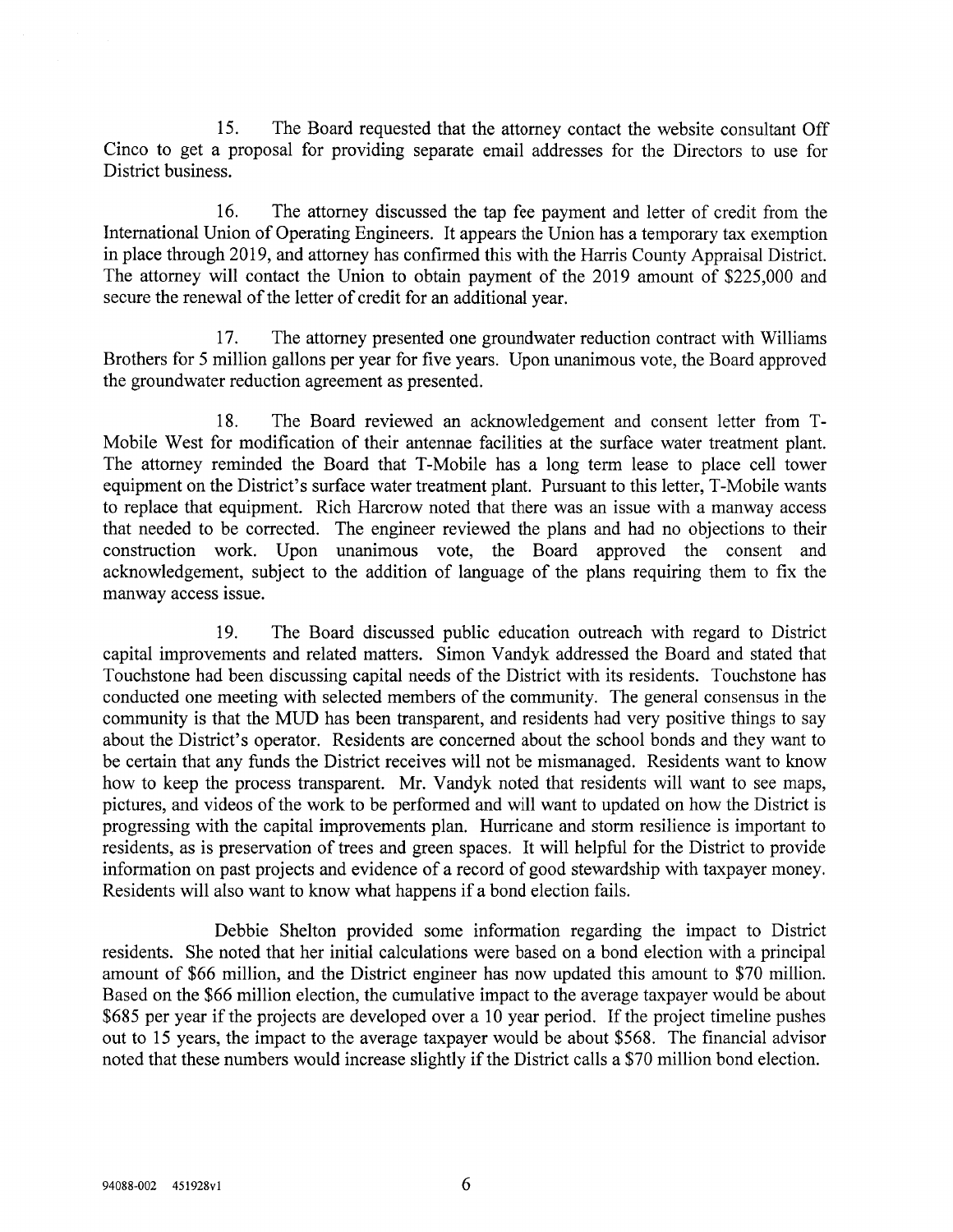15. The Board requested that the attorney contact the website consultant Off Cinco to get a proposal for providing separate email addresses for the Directors to use for District business.

16. The attorney discussed the tap fee payment and letter of credit from the International Union of Operating Engineers. It appears the Union has a temporary tax exemption in place through 2019, and attorney has confirmed this with the Harris County Appraisal District. The attorney will contact the Union to obtain payment of the 2019 amount of $225,000 and secure the renewal of the letter of credit for an additional year.

17. The attorney presented one groundwater reduction contract with Williams Brothers for 5 million gallons per year for five years. Upon unanimous vote, the Board approved the groundwater reduction agreement as presented.

18. The Board reviewed an acknowledgement and consent letter from T-Mobile West for modification of their antennae facilities at the surface water treatment plant. The attorney reminded the Board that T-Mobile has a long term lease to place cell tower equipment on the District's surface water treatment plant. Pursuant to this letter, T-Mobile wants to replace that equipment. Rich Harcrow noted that there was an issue with a manway access that needed to be corrected. The engineer reviewed the plans and had no objections to their construction work. Upon unanimous vote, the Board approved the consent and acknowledgement, subject to the addition of language of the plans requiring them to fix the manway access issue.

19. The Board discussed public education outreach with regard to District capital improvements and related matters. Simon Vandyk addressed the Board and stated that Touchstone had been discussing capital needs of the District with its residents. Touchstone has conducted one meeting with selected members of the community. The general consensus in the community is that the MUD has been transparent, and residents had very positive things to say about the District's operator. Residents are concerned about the school bonds and they want to be certain that any funds the District receives will not be mismanaged. Residents want to know how to keep the process transparent. Mr. Vandyk noted that residents will want to see maps, pictures, and videos of the work to be performed and will want to updated on how the District is progressing with the capital improvements plan. Hurricane and storm resilience is important to residents, as is preservation of trees and green spaces. It will helpful for the District to provide information on past projects and evidence of a record of good stewardship with taxpayer money. Residents will also want to know what happens if a bond election fails.

Debbie Shelton provided some information regarding the impact to District residents. She noted that her initial calculations were based on a bond election with a principal amount of $66 million, and the District engineer has now updated this amount to $70 million. Based on the $66 million election, the cumulative impact to the average taxpayer would be about $685 per year if the projects are developed over a 10 year period. If the project timeline pushes out to 15 years, the impact to the average taxpayer would be about $568. The financial advisor noted that these numbers would increase slightly if the District calls a $70 million bond election.

94088-002 451928v1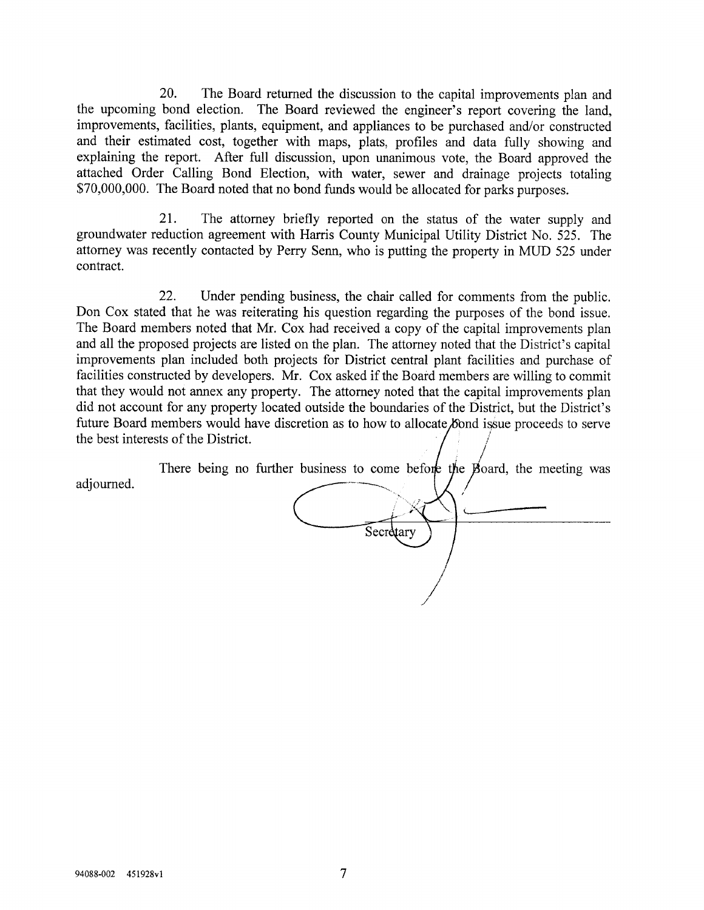20. The Board returned the discussion to the capital improvements plan and the upcoming bond election. The Board reviewed the engineer's report covering the land, improvements, facilities, plants, equipment, and appliances to be purchased and/or constructed and their estimated cost, together with maps, plats, profiles and data fully showing and explaining the report. After full discussion, upon unanimous vote, the Board approved the attached Order Calling Bond Election, with water, sewer and drainage projects totaling $70,000,000. The Board noted that no bond funds would be allocated for parks purposes.

21. The attorney briefly reported on the status of the water supply and groundwater reduction agreement with Harris County Municipal Utility District No. 525. The attorney was recently contacted by Perry Senn, who is putting the property in MUD 525 under contract.

22. Under pending business, the chair called for comments from the public. Don Cox stated that he was reiterating his question regarding the purposes of the bond issue. The Board members noted that Mr. Cox had received a copy of the capital improvements plan and all the proposed projects are listed on the plan. The attorney noted that the District's capital improvements plan included both projects for District central plant facilities and purchase of facilities constructed by developers. Mr. Cox asked if the Board members are willing to commit that they would not annex any property. The attorney noted that the capital improvements plan did not account for any property located outside the boundaries of the District, but the District's future Board members would have discretion as to how to allocate bond issue proceeds to serve the best interests of the District.

There being no further business to come before the Board, the meeting was adjourned.

Secretary

94088-002 451928v1